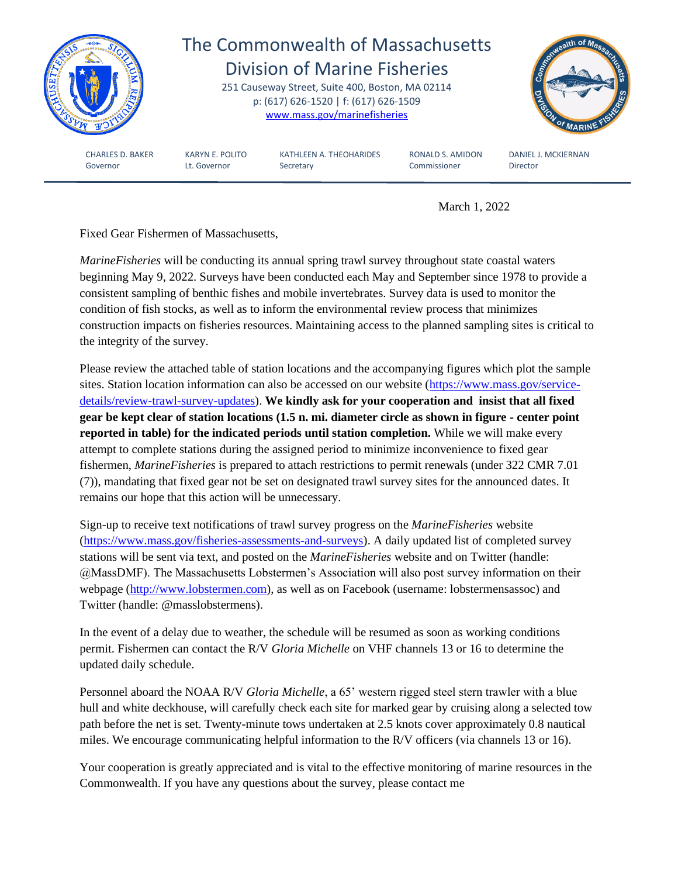# The Commonwealth of Massachusetts
## Division of Marine Fisheries

251 Causeway Street, Suite 400, Boston, MA 02114
p: (617) 626-1520 | f: (617) 626-1509
www.mass.gov/marinefisheries

| CHARLES D. BAKER | KARYN E. POLITO | KATHLEEN A. THEOHARIDES | RONALD S. AMIDON | DANIEL J. MCKIERNAN |
|---|---|---|---|---|
| Governor | Lt. Governor | Secretary | Commissioner | Director |

March 1, 2022

Fixed Gear Fishermen of Massachusetts,

*MarineFisheries* will be conducting its annual spring trawl survey throughout state coastal waters beginning May 9, 2022. Surveys have been conducted each May and September since 1978 to provide a consistent sampling of benthic fishes and mobile invertebrates. Survey data is used to monitor the condition of fish stocks, as well as to inform the environmental review process that minimizes construction impacts on fisheries resources. Maintaining access to the planned sampling sites is critical to the integrity of the survey.

Please review the attached table of station locations and the accompanying figures which plot the sample sites. Station location information can also be accessed on our website (https://www.mass.gov/service-details/review-trawl-survey-updates). **We kindly ask for your cooperation and insist that all fixed gear be kept clear of station locations (1.5 n. mi. diameter circle as shown in figure - center point reported in table) for the indicated periods until station completion.** While we will make every attempt to complete stations during the assigned period to minimize inconvenience to fixed gear fishermen, *MarineFisheries* is prepared to attach restrictions to permit renewals (under 322 CMR 7.01 (7)), mandating that fixed gear not be set on designated trawl survey sites for the announced dates. It remains our hope that this action will be unnecessary.

Sign-up to receive text notifications of trawl survey progress on the *MarineFisheries* website (https://www.mass.gov/fisheries-assessments-and-surveys). A daily updated list of completed survey stations will be sent via text, and posted on the *MarineFisheries* website and on Twitter (handle: @MassDMF). The Massachusetts Lobstermen's Association will also post survey information on their webpage (http://www.lobstermen.com), as well as on Facebook (username: lobstermensassoc) and Twitter (handle: @masslobstermens).

In the event of a delay due to weather, the schedule will be resumed as soon as working conditions permit. Fishermen can contact the R/V *Gloria Michelle* on VHF channels 13 or 16 to determine the updated daily schedule.

Personnel aboard the NOAA R/V *Gloria Michelle*, a 65' western rigged steel stern trawler with a blue hull and white deckhouse, will carefully check each site for marked gear by cruising along a selected tow path before the net is set. Twenty-minute tows undertaken at 2.5 knots cover approximately 0.8 nautical miles. We encourage communicating helpful information to the R/V officers (via channels 13 or 16).

Your cooperation is greatly appreciated and is vital to the effective monitoring of marine resources in the Commonwealth. If you have any questions about the survey, please contact me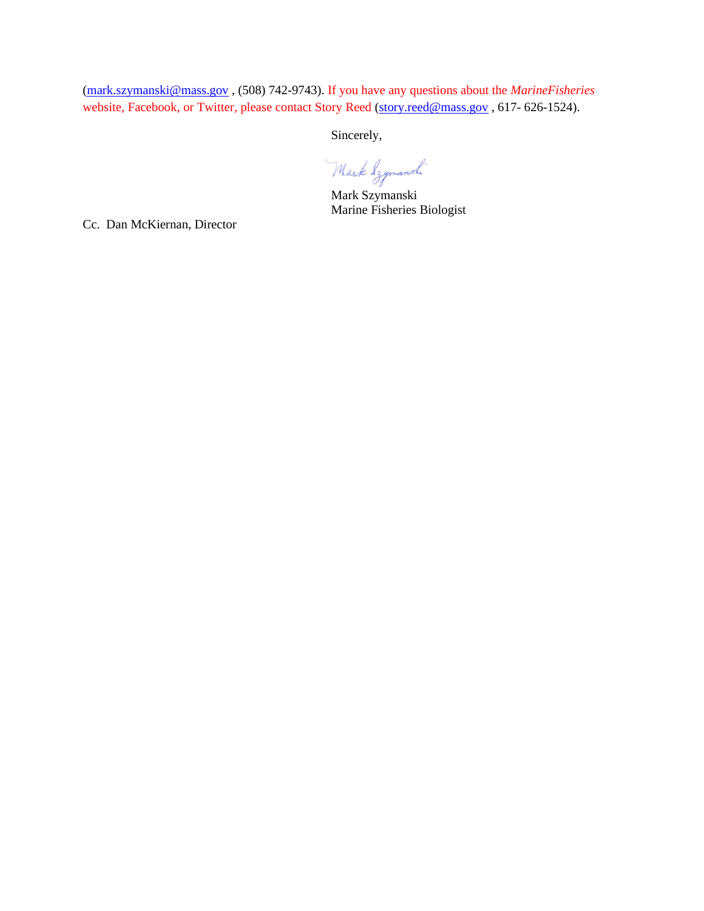(mark.szymanski@mass.gov , (508) 742-9743). If you have any questions about the *MarineFisheries* website, Facebook, or Twitter, please contact Story Reed (story.reed@mass.gov , 617- 626-1524).

Sincerely,

Mark Szymanski
Marine Fisheries Biologist

Cc. Dan McKiernan, Director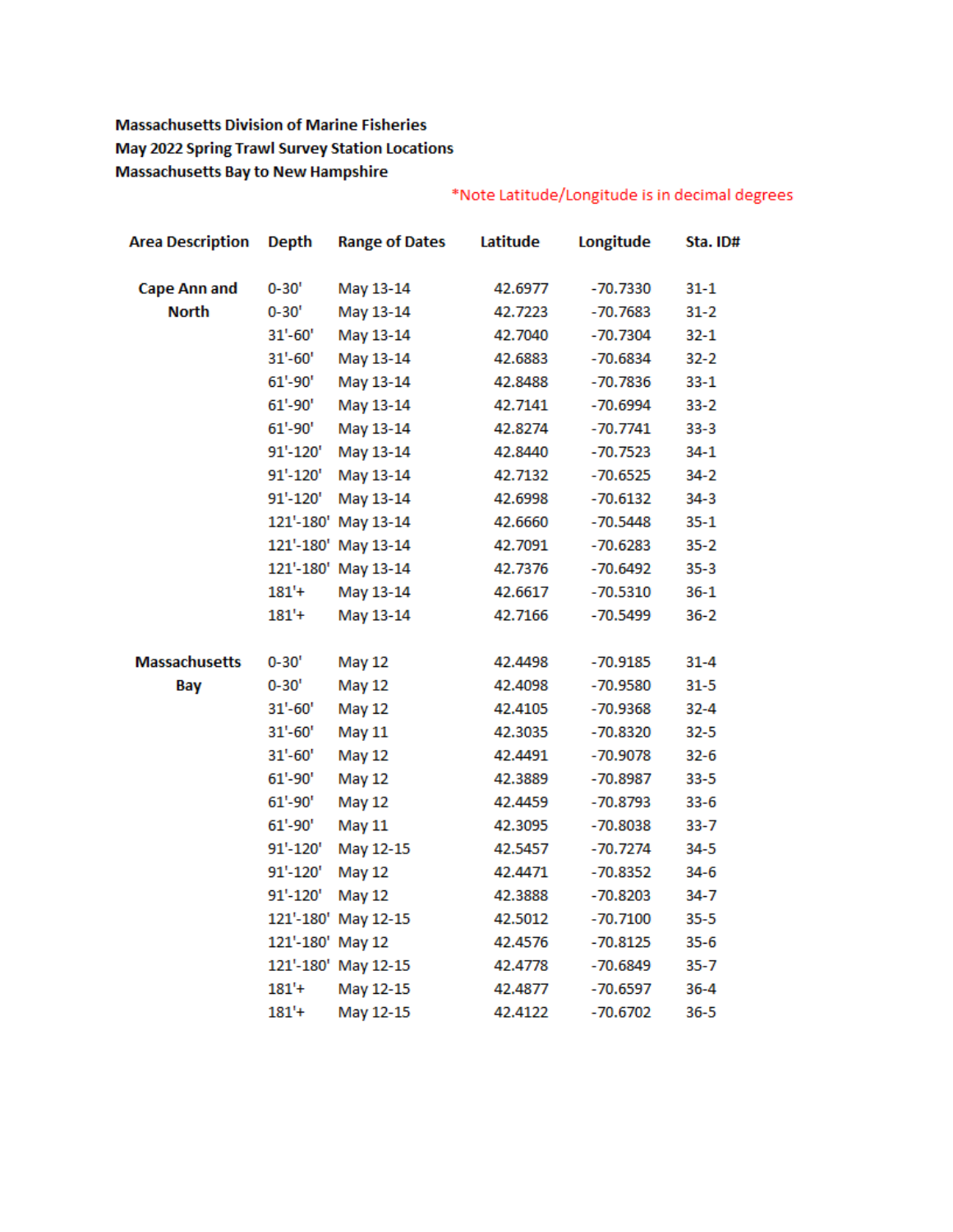**Massachusetts Division of Marine Fisheries**
**May 2022 Spring Trawl Survey Station Locations**
**Massachusetts Bay to New Hampshire**

*Note Latitude/Longitude is in decimal degrees

| Area Description | Depth | Range of Dates | Latitude | Longitude | Sta. ID# |
|---|---|---|---|---|---|
| Cape Ann and North | 0-30' | May 13-14 | 42.6977 | -70.7330 | 31-1 |
| | 0-30' | May 13-14 | 42.7223 | -70.7683 | 31-2 |
| | 31'-60' | May 13-14 | 42.7040 | -70.7304 | 32-1 |
| | 31'-60' | May 13-14 | 42.6883 | -70.6834 | 32-2 |
| | 61'-90' | May 13-14 | 42.8488 | -70.7836 | 33-1 |
| | 61'-90' | May 13-14 | 42.7141 | -70.6994 | 33-2 |
| | 61'-90' | May 13-14 | 42.8274 | -70.7741 | 33-3 |
| | 91'-120' | May 13-14 | 42.8440 | -70.7523 | 34-1 |
| | 91'-120' | May 13-14 | 42.7132 | -70.6525 | 34-2 |
| | 91'-120' | May 13-14 | 42.6998 | -70.6132 | 34-3 |
| | 121'-180' | May 13-14 | 42.6660 | -70.5448 | 35-1 |
| | 121'-180' | May 13-14 | 42.7091 | -70.6283 | 35-2 |
| | 121'-180' | May 13-14 | 42.7376 | -70.6492 | 35-3 |
| | 181'+ | May 13-14 | 42.6617 | -70.5310 | 36-1 |
| | 181'+ | May 13-14 | 42.7166 | -70.5499 | 36-2 |
| Massachusetts Bay | 0-30' | May 12 | 42.4498 | -70.9185 | 31-4 |
| | 0-30' | May 12 | 42.4098 | -70.9580 | 31-5 |
| | 31'-60' | May 12 | 42.4105 | -70.9368 | 32-4 |
| | 31'-60' | May 11 | 42.3035 | -70.8320 | 32-5 |
| | 31'-60' | May 12 | 42.4491 | -70.9078 | 32-6 |
| | 61'-90' | May 12 | 42.3889 | -70.8987 | 33-5 |
| | 61'-90' | May 12 | 42.4459 | -70.8793 | 33-6 |
| | 61'-90' | May 11 | 42.3095 | -70.8038 | 33-7 |
| | 91'-120' | May 12-15 | 42.5457 | -70.7274 | 34-5 |
| | 91'-120' | May 12 | 42.4471 | -70.8352 | 34-6 |
| | 91'-120' | May 12 | 42.3888 | -70.8203 | 34-7 |
| | 121'-180' | May 12-15 | 42.5012 | -70.7100 | 35-5 |
| | 121'-180' | May 12 | 42.4576 | -70.8125 | 35-6 |
| | 121'-180' | May 12-15 | 42.4778 | -70.6849 | 35-7 |
| | 181'+ | May 12-15 | 42.4877 | -70.6597 | 36-4 |
| | 181'+ | May 12-15 | 42.4122 | -70.6702 | 36-5 |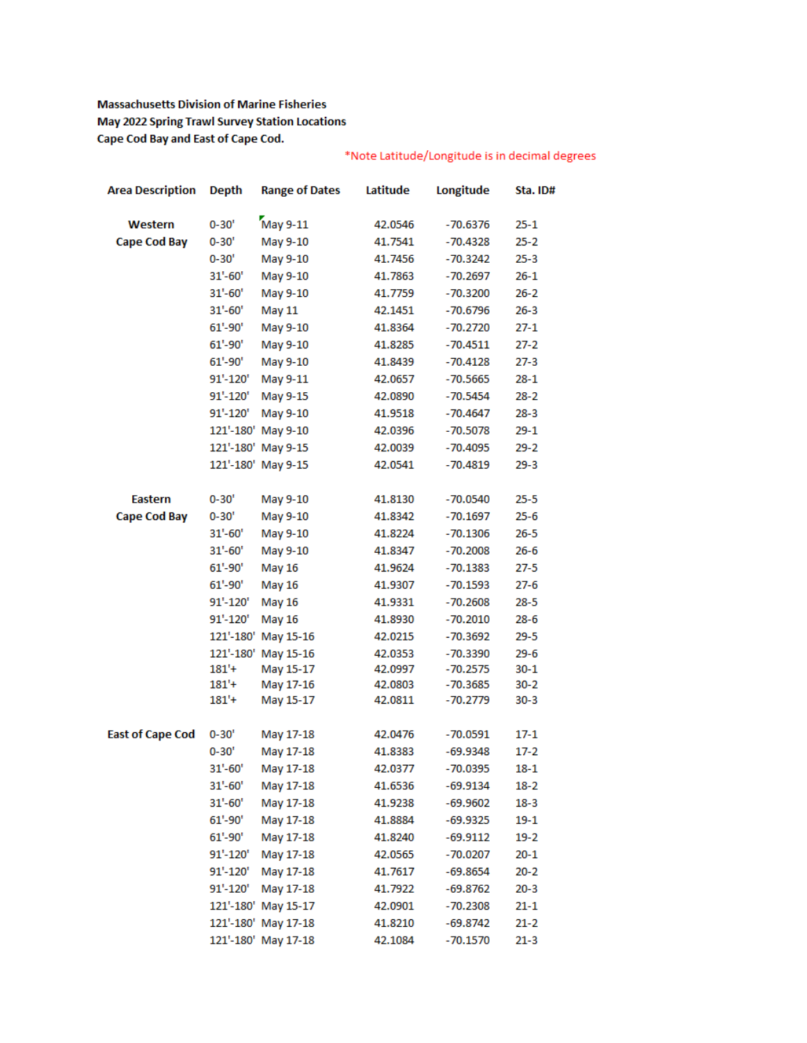**Massachusetts Division of Marine Fisheries**
**May 2022 Spring Trawl Survey Station Locations**
**Cape Cod Bay and East of Cape Cod.**

*Note Latitude/Longitude is in decimal degrees

| Area Description | Depth | Range of Dates | Latitude | Longitude | Sta. ID# |
|---|---|---|---|---|---|
| Western Cape Cod Bay | 0-30' | May 9-11 | 42.0546 | -70.6376 | 25-1 |
| | 0-30' | May 9-10 | 41.7541 | -70.4328 | 25-2 |
| | 0-30' | May 9-10 | 41.7456 | -70.3242 | 25-3 |
| | 31'-60' | May 9-10 | 41.7863 | -70.2697 | 26-1 |
| | 31'-60' | May 9-10 | 41.7759 | -70.3200 | 26-2 |
| | 31'-60' | May 11 | 42.1451 | -70.6796 | 26-3 |
| | 61'-90' | May 9-10 | 41.8364 | -70.2720 | 27-1 |
| | 61'-90' | May 9-10 | 41.8285 | -70.4511 | 27-2 |
| | 61'-90' | May 9-10 | 41.8439 | -70.4128 | 27-3 |
| | 91'-120' | May 9-11 | 42.0657 | -70.5665 | 28-1 |
| | 91'-120' | May 9-15 | 42.0890 | -70.5454 | 28-2 |
| | 91'-120' | May 9-10 | 41.9518 | -70.4647 | 28-3 |
| | 121'-180' | May 9-10 | 42.0396 | -70.5078 | 29-1 |
| | 121'-180' | May 9-15 | 42.0039 | -70.4095 | 29-2 |
| | 121'-180' | May 9-15 | 42.0541 | -70.4819 | 29-3 |
| Eastern Cape Cod Bay | 0-30' | May 9-10 | 41.8130 | -70.0540 | 25-5 |
| | 0-30' | May 9-10 | 41.8342 | -70.1697 | 25-6 |
| | 31'-60' | May 9-10 | 41.8224 | -70.1306 | 26-5 |
| | 31'-60' | May 9-10 | 41.8347 | -70.2008 | 26-6 |
| | 61'-90' | May 16 | 41.9624 | -70.1383 | 27-5 |
| | 61'-90' | May 16 | 41.9307 | -70.1593 | 27-6 |
| | 91'-120' | May 16 | 41.9331 | -70.2608 | 28-5 |
| | 91'-120' | May 16 | 41.8930 | -70.2010 | 28-6 |
| | 121'-180' | May 15-16 | 42.0215 | -70.3692 | 29-5 |
| | 121'-180' | May 15-16 | 42.0353 | -70.3390 | 29-6 |
| | 181'+ | May 15-17 | 42.0997 | -70.2575 | 30-1 |
| | 181'+ | May 17-16 | 42.0803 | -70.3685 | 30-2 |
| | 181'+ | May 15-17 | 42.0811 | -70.2779 | 30-3 |
| East of Cape Cod | 0-30' | May 17-18 | 42.0476 | -70.0591 | 17-1 |
| | 0-30' | May 17-18 | 41.8383 | -69.9348 | 17-2 |
| | 31'-60' | May 17-18 | 42.0377 | -70.0395 | 18-1 |
| | 31'-60' | May 17-18 | 41.6536 | -69.9134 | 18-2 |
| | 31'-60' | May 17-18 | 41.9238 | -69.9602 | 18-3 |
| | 61'-90' | May 17-18 | 41.8884 | -69.9325 | 19-1 |
| | 61'-90' | May 17-18 | 41.8240 | -69.9112 | 19-2 |
| | 91'-120' | May 17-18 | 42.0565 | -70.0207 | 20-1 |
| | 91'-120' | May 17-18 | 41.7617 | -69.8654 | 20-2 |
| | 91'-120' | May 17-18 | 41.7922 | -69.8762 | 20-3 |
| | 121'-180' | May 15-17 | 42.0901 | -70.2308 | 21-1 |
| | 121'-180' | May 17-18 | 41.8210 | -69.8742 | 21-2 |
| | 121'-180' | May 17-18 | 42.1084 | -70.1570 | 21-3 |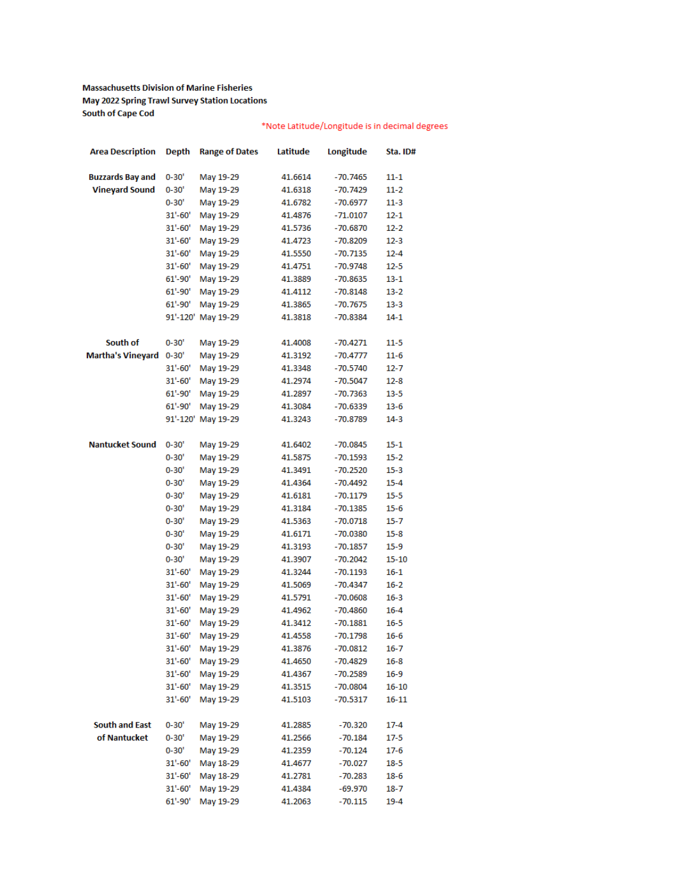**Massachusetts Division of Marine Fisheries**
**May 2022 Spring Trawl Survey Station Locations**
**South of Cape Cod**

*Note Latitude/Longitude is in decimal degrees

| Area Description | Depth | Range of Dates | Latitude | Longitude | Sta. ID# |
|---|---|---|---|---|---|
| Buzzards Bay and Vineyard Sound | 0-30' | May 19-29 | 41.6614 | -70.7465 | 11-1 |
| | 0-30' | May 19-29 | 41.6318 | -70.7429 | 11-2 |
| | 0-30' | May 19-29 | 41.6782 | -70.6977 | 11-3 |
| | 31'-60' | May 19-29 | 41.4876 | -71.0107 | 12-1 |
| | 31'-60' | May 19-29 | 41.5736 | -70.6870 | 12-2 |
| | 31'-60' | May 19-29 | 41.4723 | -70.8209 | 12-3 |
| | 31'-60' | May 19-29 | 41.5550 | -70.7135 | 12-4 |
| | 31'-60' | May 19-29 | 41.4751 | -70.9748 | 12-5 |
| | 61'-90' | May 19-29 | 41.3889 | -70.8635 | 13-1 |
| | 61'-90' | May 19-29 | 41.4112 | -70.8148 | 13-2 |
| | 61'-90' | May 19-29 | 41.3865 | -70.7675 | 13-3 |
| | 91'-120' | May 19-29 | 41.3818 | -70.8384 | 14-1 |
| South of Martha's Vineyard | 0-30' | May 19-29 | 41.4008 | -70.4271 | 11-5 |
| | 0-30' | May 19-29 | 41.3192 | -70.4777 | 11-6 |
| | 31'-60' | May 19-29 | 41.3348 | -70.5740 | 12-7 |
| | 31'-60' | May 19-29 | 41.2974 | -70.5047 | 12-8 |
| | 61'-90' | May 19-29 | 41.2897 | -70.7363 | 13-5 |
| | 61'-90' | May 19-29 | 41.3084 | -70.6339 | 13-6 |
| | 91'-120' | May 19-29 | 41.3243 | -70.8789 | 14-3 |
| Nantucket Sound | 0-30' | May 19-29 | 41.6402 | -70.0845 | 15-1 |
| | 0-30' | May 19-29 | 41.5875 | -70.1593 | 15-2 |
| | 0-30' | May 19-29 | 41.3491 | -70.2520 | 15-3 |
| | 0-30' | May 19-29 | 41.4364 | -70.4492 | 15-4 |
| | 0-30' | May 19-29 | 41.6181 | -70.1179 | 15-5 |
| | 0-30' | May 19-29 | 41.3184 | -70.1385 | 15-6 |
| | 0-30' | May 19-29 | 41.5363 | -70.0718 | 15-7 |
| | 0-30' | May 19-29 | 41.6171 | -70.0380 | 15-8 |
| | 0-30' | May 19-29 | 41.3193 | -70.1857 | 15-9 |
| | 0-30' | May 19-29 | 41.3907 | -70.2042 | 15-10 |
| | 31'-60' | May 19-29 | 41.3244 | -70.1193 | 16-1 |
| | 31'-60' | May 19-29 | 41.5069 | -70.4347 | 16-2 |
| | 31'-60' | May 19-29 | 41.5791 | -70.0608 | 16-3 |
| | 31'-60' | May 19-29 | 41.4962 | -70.4860 | 16-4 |
| | 31'-60' | May 19-29 | 41.3412 | -70.1881 | 16-5 |
| | 31'-60' | May 19-29 | 41.4558 | -70.1798 | 16-6 |
| | 31'-60' | May 19-29 | 41.3876 | -70.0812 | 16-7 |
| | 31'-60' | May 19-29 | 41.4650 | -70.4829 | 16-8 |
| | 31'-60' | May 19-29 | 41.4367 | -70.2589 | 16-9 |
| | 31'-60' | May 19-29 | 41.3515 | -70.0804 | 16-10 |
| | 31'-60' | May 19-29 | 41.5103 | -70.5317 | 16-11 |
| South and East of Nantucket | 0-30' | May 19-29 | 41.2885 | -70.320 | 17-4 |
| | 0-30' | May 19-29 | 41.2566 | -70.184 | 17-5 |
| | 0-30' | May 19-29 | 41.2359 | -70.124 | 17-6 |
| | 31'-60' | May 18-29 | 41.4677 | -70.027 | 18-5 |
| | 31'-60' | May 18-29 | 41.2781 | -70.283 | 18-6 |
| | 31'-60' | May 19-29 | 41.4384 | -69.970 | 18-7 |
| | 61'-90' | May 19-29 | 41.2063 | -70.115 | 19-4 |